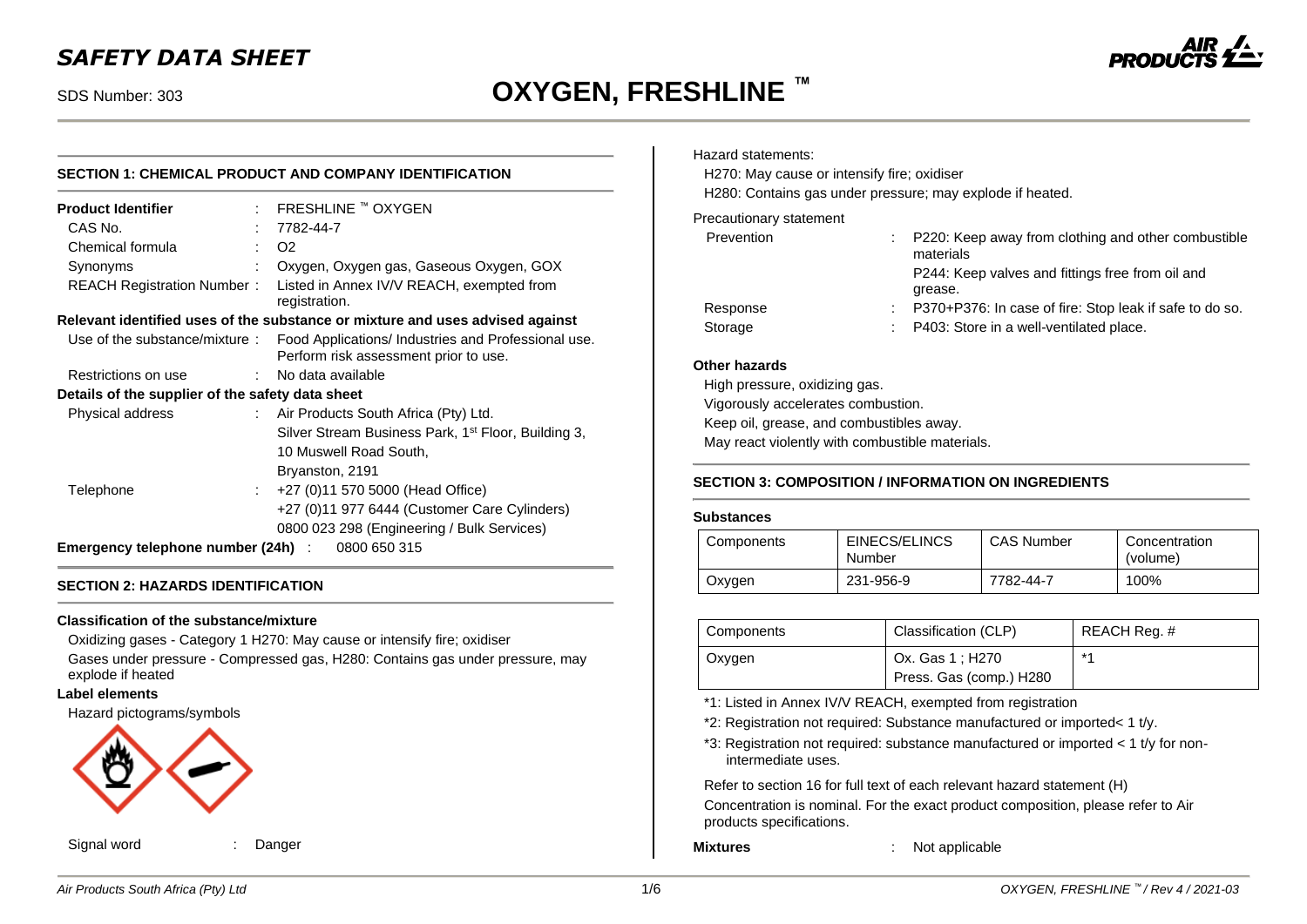# SAFETY DATA SHEET

SDS Number: 303

# OXYGEN, FRESHLINE ™

## SECTION 1: CHEMICAL PRODUCT AND COMPANY IDENTIFICATION

| | | |
|---|---|---|
| **Product Identifier** | : | FRESHLINE ™ OXYGEN |
| CAS No. | : | 7782-44-7 |
| Chemical formula | : | $O_2$ |
| Synonyms | : | Oxygen, Oxygen gas, Gaseous Oxygen, GOX |
| REACH Registration Number | : | Listed in Annex IV/V REACH, exempted from registration. |

**Relevant identified uses of the substance or mixture and uses advised against**

| | | |
|---|---|---|
| Use of the substance/mixture | : | Food Applications/ Industries and Professional use. Perform risk assessment prior to use. |
| Restrictions on use | : | No data available |

**Details of the supplier of the safety data sheet**

| | | |
|---|---|---|
| Physical address | : | Air Products South Africa (Pty) Ltd.<br>Silver Stream Business Park, 1st Floor, Building 3,<br>10 Muswell Road South,<br>Bryanston, 2191 |
| Telephone | : | +27 (0)11 570 5000 (Head Office)<br>+27 (0)11 977 6444 (Customer Care Cylinders)<br>0800 023 298 (Engineering / Bulk Services) |

**Emergency telephone number (24h)** : 0800 650 315

## SECTION 2: HAZARDS IDENTIFICATION

**Classification of the substance/mixture**

Oxidizing gases - Category 1 H270: May cause or intensify fire; oxidiser

Gases under pressure - Compressed gas, H280: Contains gas under pressure, may explode if heated

**Label elements**

Hazard pictograms/symbols

Signal word : Danger

Hazard statements:

H270: May cause or intensify fire; oxidiser

H280: Contains gas under pressure; may explode if heated.

Precautionary statement

| | | |
|---|---|---|
| Prevention | : | P220: Keep away from clothing and other combustible materials<br>P244: Keep valves and fittings free from oil and grease. |
| Response | : | P370+P376: In case of fire: Stop leak if safe to do so. |
| Storage | : | P403: Store in a well-ventilated place. |

**Other hazards**

High pressure, oxidizing gas.

Vigorously accelerates combustion.

Keep oil, grease, and combustibles away.

May react violently with combustible materials.

## SECTION 3: COMPOSITION / INFORMATION ON INGREDIENTS

**Substances**

| Components | EINECS/ELINCS Number | CAS Number | Concentration (volume) |
|---|---|---|---|
| Oxygen | 231-956-9 | 7782-44-7 | 100% |

| Components | Classification (CLP) | REACH Reg. # |
|---|---|---|
| Oxygen | Ox. Gas 1 ; H270<br>Press. Gas (comp.) H280 | *1 |

*1: Listed in Annex IV/V REACH, exempted from registration

*2: Registration not required: Substance manufactured or imported< 1 t/y.

*3: Registration not required: substance manufactured or imported < 1 t/y for non-intermediate uses.

Refer to section 16 for full text of each relevant hazard statement (H)

Concentration is nominal. For the exact product composition, please refer to Air products specifications.

**Mixtures** : Not applicable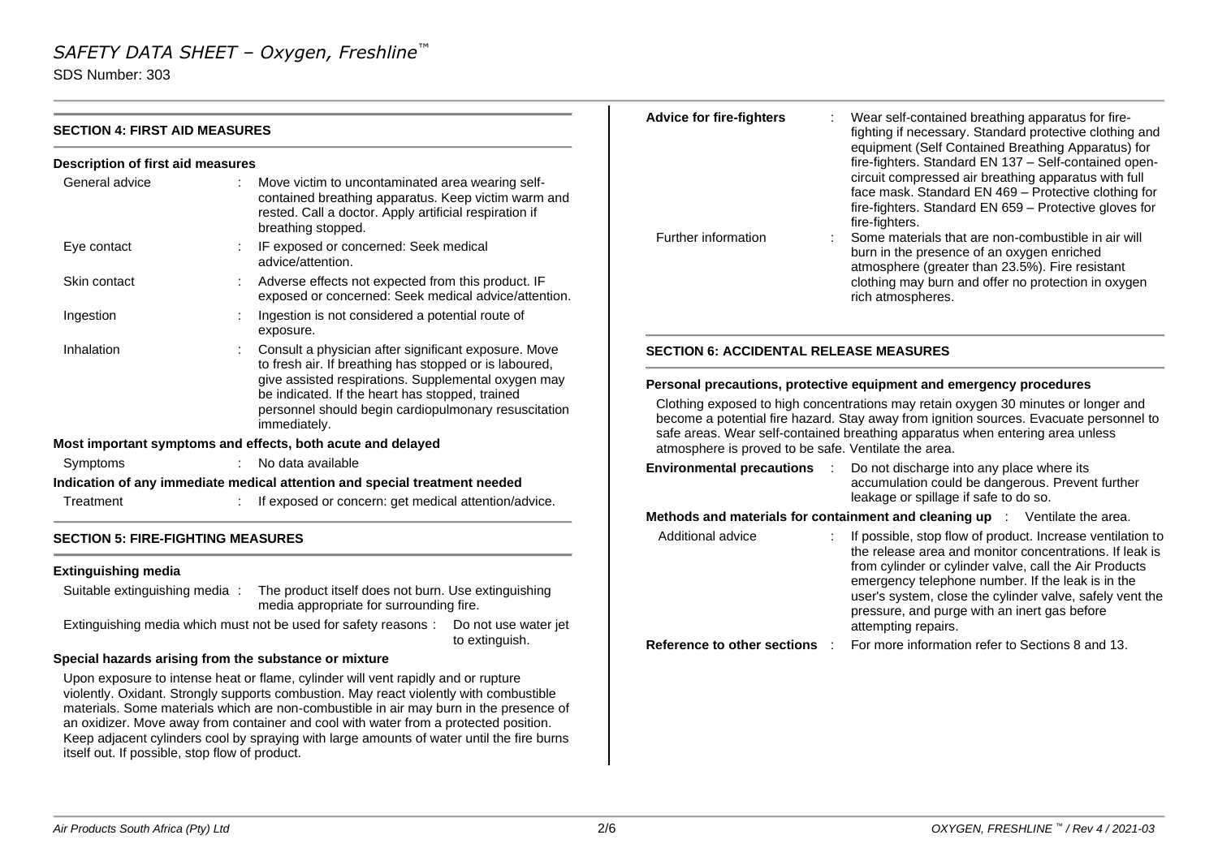## SECTION 4: FIRST AID MEASURES

### Description of first aid measures

| | |
|---|---|
| General advice | Move victim to uncontaminated area wearing self-contained breathing apparatus. Keep victim warm and rested. Call a doctor. Apply artificial respiration if breathing stopped. |
| Eye contact | IF exposed or concerned: Seek medical advice/attention. |
| Skin contact | Adverse effects not expected from this product. IF exposed or concerned: Seek medical advice/attention. |
| Ingestion | Ingestion is not considered a potential route of exposure. |
| Inhalation | Consult a physician after significant exposure. Move to fresh air. If breathing has stopped or is laboured, give assisted respirations. Supplemental oxygen may be indicated. If the heart has stopped, trained personnel should begin cardiopulmonary resuscitation immediately. |

### Most important symptoms and effects, both acute and delayed

| | |
|---|---|
| Symptoms | No data available |

### Indication of any immediate medical attention and special treatment needed

| | |
|---|---|
| Treatment | If exposed or concern: get medical attention/advice. |

## SECTION 5: FIRE-FIGHTING MEASURES

### Extinguishing media

Suitable extinguishing media : The product itself does not burn. Use extinguishing media appropriate for surrounding fire.

Extinguishing media which must not be used for safety reasons : Do not use water jet to extinguish.

### Special hazards arising from the substance or mixture

Upon exposure to intense heat or flame, cylinder will vent rapidly and or rupture violently. Oxidant. Strongly supports combustion. May react violently with combustible materials. Some materials which are non-combustible in air may burn in the presence of an oxidizer. Move away from container and cool with water from a protected position. Keep adjacent cylinders cool by spraying with large amounts of water until the fire burns itself out. If possible, stop flow of product.

**Advice for fire-fighters** : Wear self-contained breathing apparatus for fire-fighting if necessary. Standard protective clothing and equipment (Self Contained Breathing Apparatus) for fire-fighters. Standard EN 137 – Self-contained open-circuit compressed air breathing apparatus with full face mask. Standard EN 469 – Protective clothing for fire-fighters. Standard EN 659 – Protective gloves for fire-fighters.

Further information : Some materials that are non-combustible in air will burn in the presence of an oxygen enriched atmosphere (greater than 23.5%). Fire resistant clothing may burn and offer no protection in oxygen rich atmospheres.

## SECTION 6: ACCIDENTAL RELEASE MEASURES

### Personal precautions, protective equipment and emergency procedures

Clothing exposed to high concentrations may retain oxygen 30 minutes or longer and become a potential fire hazard. Stay away from ignition sources. Evacuate personnel to safe areas. Wear self-contained breathing apparatus when entering area unless atmosphere is proved to be safe. Ventilate the area.

**Environmental precautions** : Do not discharge into any place where its accumulation could be dangerous. Prevent further leakage or spillage if safe to do so.

**Methods and materials for containment and cleaning up** : Ventilate the area.

Additional advice : If possible, stop flow of product. Increase ventilation to the release area and monitor concentrations. If leak is from cylinder or cylinder valve, call the Air Products emergency telephone number. If the leak is in the user's system, close the cylinder valve, safely vent the pressure, and purge with an inert gas before attempting repairs.

**Reference to other sections** : For more information refer to Sections 8 and 13.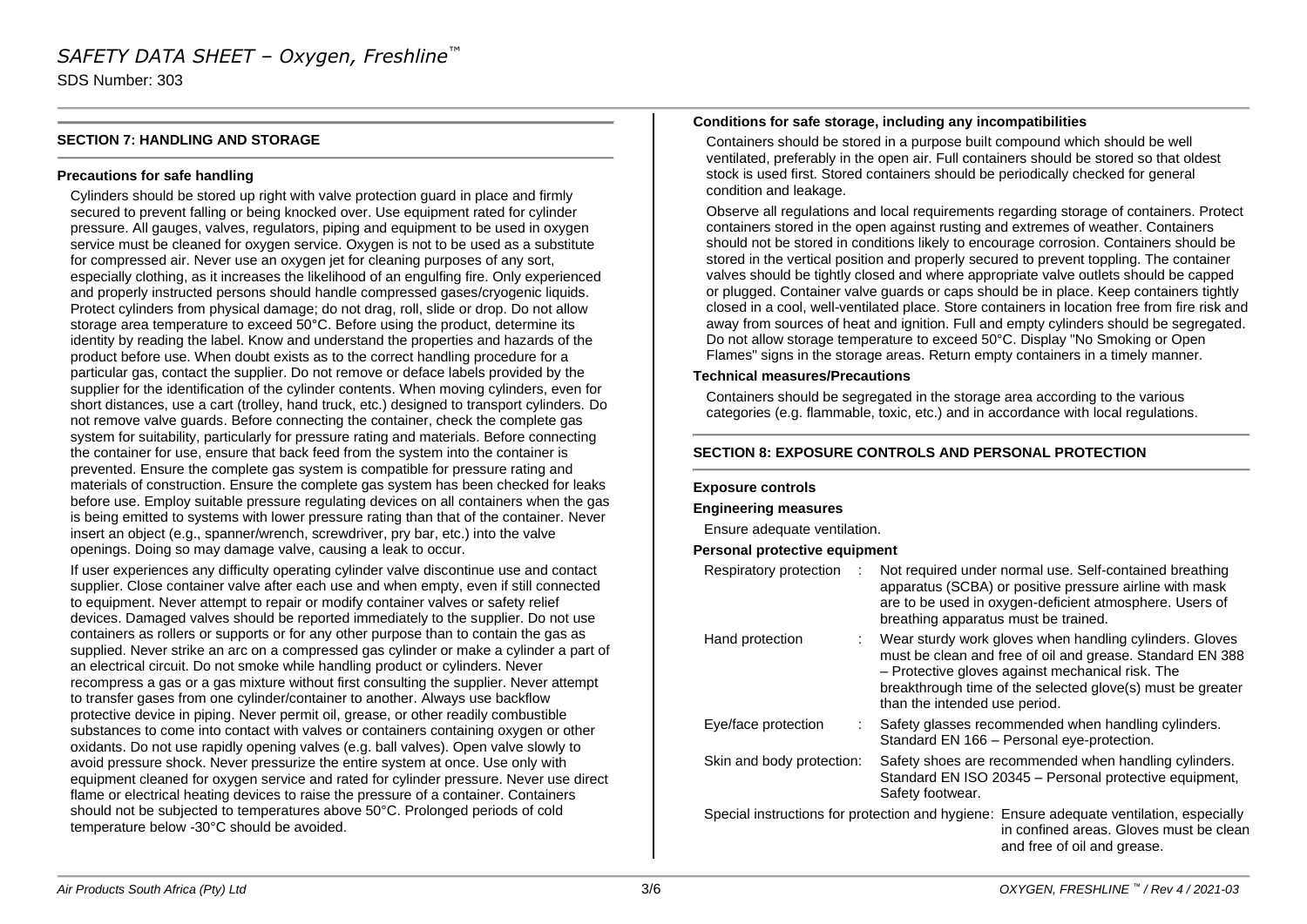## SECTION 7: HANDLING AND STORAGE

**Precautions for safe handling**

Cylinders should be stored up right with valve protection guard in place and firmly secured to prevent falling or being knocked over. Use equipment rated for cylinder pressure. All gauges, valves, regulators, piping and equipment to be used in oxygen service must be cleaned for oxygen service. Oxygen is not to be used as a substitute for compressed air. Never use an oxygen jet for cleaning purposes of any sort, especially clothing, as it increases the likelihood of an engulfing fire. Only experienced and properly instructed persons should handle compressed gases/cryogenic liquids. Protect cylinders from physical damage; do not drag, roll, slide or drop. Do not allow storage area temperature to exceed 50°C. Before using the product, determine its identity by reading the label. Know and understand the properties and hazards of the product before use. When doubt exists as to the correct handling procedure for a particular gas, contact the supplier. Do not remove or deface labels provided by the supplier for the identification of the cylinder contents. When moving cylinders, even for short distances, use a cart (trolley, hand truck, etc.) designed to transport cylinders. Do not remove valve guards. Before connecting the container, check the complete gas system for suitability, particularly for pressure rating and materials. Before connecting the container for use, ensure that back feed from the system into the container is prevented. Ensure the complete gas system is compatible for pressure rating and materials of construction. Ensure the complete gas system has been checked for leaks before use. Employ suitable pressure regulating devices on all containers when the gas is being emitted to systems with lower pressure rating than that of the container. Never insert an object (e.g., spanner/wrench, screwdriver, pry bar, etc.) into the valve openings. Doing so may damage valve, causing a leak to occur.

If user experiences any difficulty operating cylinder valve discontinue use and contact supplier. Close container valve after each use and when empty, even if still connected to equipment. Never attempt to repair or modify container valves or safety relief devices. Damaged valves should be reported immediately to the supplier. Do not use containers as rollers or supports or for any other purpose than to contain the gas as supplied. Never strike an arc on a compressed gas cylinder or make a cylinder a part of an electrical circuit. Do not smoke while handling product or cylinders. Never recompress a gas or a gas mixture without first consulting the supplier. Never attempt to transfer gases from one cylinder/container to another. Always use backflow protective device in piping. Never permit oil, grease, or other readily combustible substances to come into contact with valves or containers containing oxygen or other oxidants. Do not use rapidly opening valves (e.g. ball valves). Open valve slowly to avoid pressure shock. Never pressurize the entire system at once. Use only with equipment cleaned for oxygen service and rated for cylinder pressure. Never use direct flame or electrical heating devices to raise the pressure of a container. Containers should not be subjected to temperatures above 50°C. Prolonged periods of cold temperature below -30°C should be avoided.

**Conditions for safe storage, including any incompatibilities**

Containers should be stored in a purpose built compound which should be well ventilated, preferably in the open air. Full containers should be stored so that oldest stock is used first. Stored containers should be periodically checked for general condition and leakage.

Observe all regulations and local requirements regarding storage of containers. Protect containers stored in the open against rusting and extremes of weather. Containers should not be stored in conditions likely to encourage corrosion. Containers should be stored in the vertical position and properly secured to prevent toppling. The container valves should be tightly closed and where appropriate valve outlets should be capped or plugged. Container valve guards or caps should be in place. Keep containers tightly closed in a cool, well-ventilated place. Store containers in location free from fire risk and away from sources of heat and ignition. Full and empty cylinders should be segregated. Do not allow storage temperature to exceed 50°C. Display "No Smoking or Open Flames" signs in the storage areas. Return empty containers in a timely manner.

**Technical measures/Precautions**

Containers should be segregated in the storage area according to the various categories (e.g. flammable, toxic, etc.) and in accordance with local regulations.

## SECTION 8: EXPOSURE CONTROLS AND PERSONAL PROTECTION

**Exposure controls**

**Engineering measures**

Ensure adequate ventilation.

**Personal protective equipment**

| | |
|---|---|
| Respiratory protection : | Not required under normal use. Self-contained breathing apparatus (SCBA) or positive pressure airline with mask are to be used in oxygen-deficient atmosphere. Users of breathing apparatus must be trained. |
| Hand protection : | Wear sturdy work gloves when handling cylinders. Gloves must be clean and free of oil and grease. Standard EN 388 – Protective gloves against mechanical risk. The breakthrough time of the selected glove(s) must be greater than the intended use period. |
| Eye/face protection : | Safety glasses recommended when handling cylinders. Standard EN 166 – Personal eye-protection. |
| Skin and body protection: | Safety shoes are recommended when handling cylinders. Standard EN ISO 20345 – Personal protective equipment, Safety footwear. |

Special instructions for protection and hygiene: Ensure adequate ventilation, especially in confined areas. Gloves must be clean and free of oil and grease.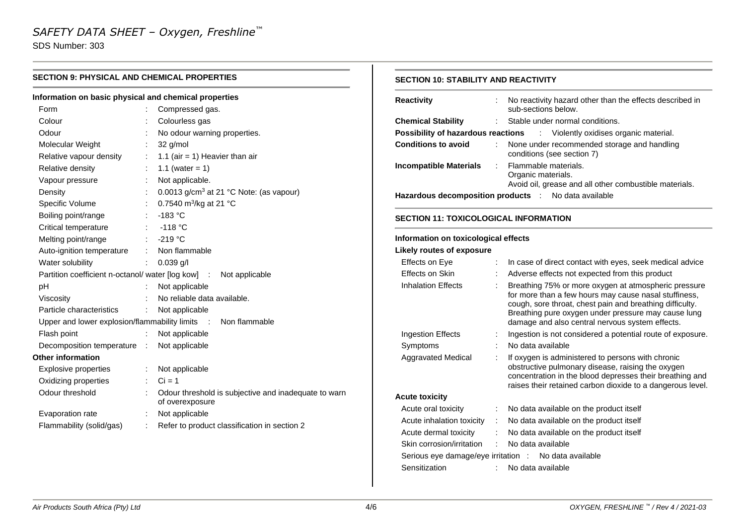## SECTION 9: PHYSICAL AND CHEMICAL PROPERTIES

### Information on basic physical and chemical properties

| Property | Value |
|---|---|
| Form | Compressed gas. |
| Colour | Colourless gas |
| Odour | No odour warning properties. |
| Molecular Weight | 32 g/mol |
| Relative vapour density | 1.1 (air = 1) Heavier than air |
| Relative density | 1.1 (water = 1) |
| Vapour pressure | Not applicable. |
| Density | 0.0013 g/cm$^3$ at 21 °C Note: (as vapour) |
| Specific Volume | 0.7540 m$^3$/kg at 21 °C |
| Boiling point/range | -183 °C |
| Critical temperature | -118 °C |
| Melting point/range | -219 °C |
| Auto-ignition temperature | Non flammable |
| Water solubility | 0.039 g/l |
| Partition coefficient n-octanol/ water [log kow] | Not applicable |
| pH | Not applicable |
| Viscosity | No reliable data available. |
| Particle characteristics | Not applicable |
| Upper and lower explosion/flammability limits | Non flammable |
| Flash point | Not applicable |
| Decomposition temperature | Not applicable |

### Other information

| Property | Value |
|---|---|
| Explosive properties | Not applicable |
| Oxidizing properties | Ci = 1 |
| Odour threshold | Odour threshold is subjective and inadequate to warn of overexposure |
| Evaporation rate | Not applicable |
| Flammability (solid/gas) | Refer to product classification in section 2 |

## SECTION 10: STABILITY AND REACTIVITY

**Reactivity** : No reactivity hazard other than the effects described in sub-sections below.

**Chemical Stability** : Stable under normal conditions.

**Possibility of hazardous reactions** : Violently oxidises organic material.

**Conditions to avoid** : None under recommended storage and handling conditions (see section 7)

**Incompatible Materials** : Flammable materials.
Organic materials.
Avoid oil, grease and all other combustible materials.

**Hazardous decomposition products** : No data available

## SECTION 11: TOXICOLOGICAL INFORMATION

### Information on toxicological effects

### Likely routes of exposure

| Route | Information |
|---|---|
| Effects on Eye | In case of direct contact with eyes, seek medical advice |
| Effects on Skin | Adverse effects not expected from this product |
| Inhalation Effects | Breathing 75% or more oxygen at atmospheric pressure for more than a few hours may cause nasal stuffiness, cough, sore throat, chest pain and breathing difficulty. Breathing pure oxygen under pressure may cause lung damage and also central nervous system effects. |
| Ingestion Effects | Ingestion is not considered a potential route of exposure. |
| Symptoms | No data available |
| Aggravated Medical | If oxygen is administered to persons with chronic obstructive pulmonary disease, raising the oxygen concentration in the blood depresses their breathing and raises their retained carbon dioxide to a dangerous level. |

### Acute toxicity

| Endpoint | Information |
|---|---|
| Acute oral toxicity | No data available on the product itself |
| Acute inhalation toxicity | No data available on the product itself |
| Acute dermal toxicity | No data available on the product itself |
| Skin corrosion/irritation | No data available |
| Serious eye damage/eye irritation | No data available |
| Sensitization | No data available |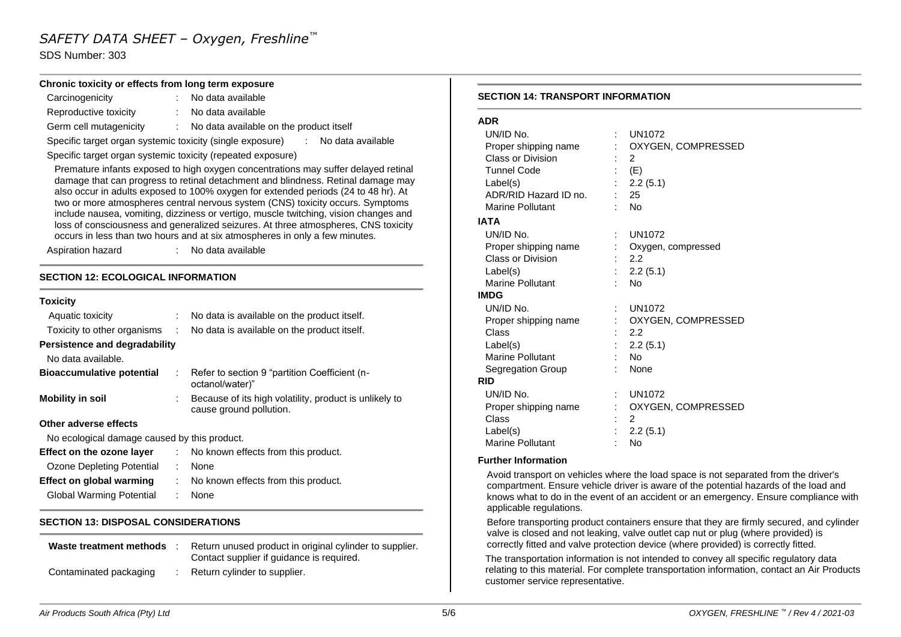**Chronic toxicity or effects from long term exposure**

| | | |
|---|---|---|
| Carcinogenicity | : | No data available |
| Reproductive toxicity | : | No data available |
| Germ cell mutagenicity | : | No data available on the product itself |

Specific target organ systemic toxicity (single exposure) : No data available

Specific target organ systemic toxicity (repeated exposure)

Premature infants exposed to high oxygen concentrations may suffer delayed retinal damage that can progress to retinal detachment and blindness. Retinal damage may also occur in adults exposed to 100% oxygen for extended periods (24 to 48 hr). At two or more atmospheres central nervous system (CNS) toxicity occurs. Symptoms include nausea, vomiting, dizziness or vertigo, muscle twitching, vision changes and loss of consciousness and generalized seizures. At three atmospheres, CNS toxicity occurs in less than two hours and at six atmospheres in only a few minutes.

Aspiration hazard : No data available

## SECTION 12: ECOLOGICAL INFORMATION

**Toxicity**

| | | |
|---|---|---|
| Aquatic toxicity | : | No data is available on the product itself. |
| Toxicity to other organisms | : | No data is available on the product itself. |

**Persistence and degradability**

No data available.

| | | |
|---|---|---|
| **Bioaccumulative potential** | : | Refer to section 9 "partition Coefficient (n-octanol/water)" |
| **Mobility in soil** | : | Because of its high volatility, product is unlikely to cause ground pollution. |

**Other adverse effects**

No ecological damage caused by this product.

| | | |
|---|---|---|
| **Effect on the ozone layer** | : | No known effects from this product. |
| Ozone Depleting Potential | : | None |
| **Effect on global warming** | : | No known effects from this product. |
| Global Warming Potential | : | None |

## SECTION 13: DISPOSAL CONSIDERATIONS

| | | |
|---|---|---|
| **Waste treatment methods** | : | Return unused product in original cylinder to supplier. Contact supplier if guidance is required. |
| Contaminated packaging | : | Return cylinder to supplier. |

## SECTION 14: TRANSPORT INFORMATION

**ADR**

| | | |
|---|---|---|
| UN/ID No. | : | UN1072 |
| Proper shipping name | : | OXYGEN, COMPRESSED |
| Class or Division | : | 2 |
| Tunnel Code | : | (E) |
| Label(s) | : | 2.2 (5.1) |
| ADR/RID Hazard ID no. | : | 25 |
| Marine Pollutant | : | No |

**IATA**

| | | |
|---|---|---|
| UN/ID No. | : | UN1072 |
| Proper shipping name | : | Oxygen, compressed |
| Class or Division | : | 2.2 |
| Label(s) | : | 2.2 (5.1) |
| Marine Pollutant | : | No |

**IMDG**

| | | |
|---|---|---|
| UN/ID No. | : | UN1072 |
| Proper shipping name | : | OXYGEN, COMPRESSED |
| Class | : | 2.2 |
| Label(s) | : | 2.2 (5.1) |
| Marine Pollutant | : | No |
| Segregation Group | : | None |

**RID**

| | | |
|---|---|---|
| UN/ID No. | : | UN1072 |
| Proper shipping name | : | OXYGEN, COMPRESSED |
| Class | : | 2 |
| Label(s) | : | 2.2 (5.1) |
| Marine Pollutant | : | No |

**Further Information**

Avoid transport on vehicles where the load space is not separated from the driver's compartment. Ensure vehicle driver is aware of the potential hazards of the load and knows what to do in the event of an accident or an emergency. Ensure compliance with applicable regulations.

Before transporting product containers ensure that they are firmly secured, and cylinder valve is closed and not leaking, valve outlet cap nut or plug (where provided) is correctly fitted and valve protection device (where provided) is correctly fitted.

The transportation information is not intended to convey all specific regulatory data relating to this material. For complete transportation information, contact an Air Products customer service representative.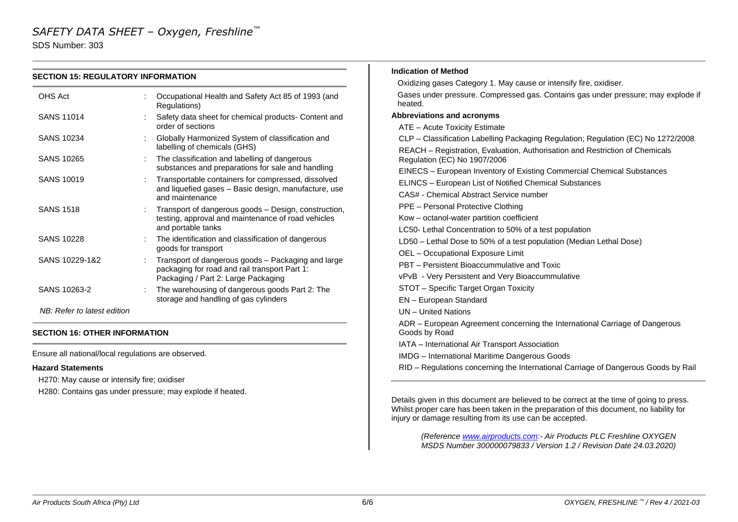## SECTION 15: REGULATORY INFORMATION

| | | |
|---|---|---|
| OHS Act | : | Occupational Health and Safety Act 85 of 1993 (and Regulations) |
| SANS 11014 | : | Safety data sheet for chemical products- Content and order of sections |
| SANS 10234 | : | Globally Harmonized System of classification and labelling of chemicals (GHS) |
| SANS 10265 | : | The classification and labelling of dangerous substances and preparations for sale and handling |
| SANS 10019 | : | Transportable containers for compressed, dissolved and liquefied gases – Basic design, manufacture, use and maintenance |
| SANS 1518 | : | Transport of dangerous goods – Design, construction, testing, approval and maintenance of road vehicles and portable tanks |
| SANS 10228 | : | The identification and classification of dangerous goods for transport |
| SANS 10229-1&2 | : | Transport of dangerous goods – Packaging and large packaging for road and rail transport Part 1: Packaging / Part 2: Large Packaging |
| SANS 10263-2 | : | The warehousing of dangerous goods Part 2: The storage and handling of gas cylinders |

*NB: Refer to latest edition*

## SECTION 16: OTHER INFORMATION

Ensure all national/local regulations are observed.

**Hazard Statements**

H270: May cause or intensify fire; oxidiser

H280: Contains gas under pressure; may explode if heated.

**Indication of Method**

Oxidizing gases Category 1. May cause or intensify fire, oxidiser.

Gases under pressure. Compressed gas. Contains gas under pressure; may explode if heated.

**Abbreviations and acronyms**

ATE – Acute Toxicity Estimate

CLP – Classification Labelling Packaging Regulation; Regulation (EC) No 1272/2008

REACH – Registration, Evaluation, Authorisation and Restriction of Chemicals Regulation (EC) No 1907/2006

EINECS – European Inventory of Existing Commercial Chemical Substances

ELINCS – European List of Notified Chemical Substances

CAS# - Chemical Abstract Service number

PPE – Personal Protective Clothing

Kow – octanol-water partition coefficient

LC50- Lethal Concentration to 50% of a test population

LD50 – Lethal Dose to 50% of a test population (Median Lethal Dose)

OEL – Occupational Exposure Limit

PBT – Persistent Bioaccummulative and Toxic

vPvB - Very Persistent and Very Bioaccummulative

STOT – Specific Target Organ Toxicity

EN – European Standard

UN – United Nations

ADR – European Agreement concerning the International Carriage of Dangerous Goods by Road

IATA – International Air Transport Association

IMDG – International Maritime Dangerous Goods

RID – Regulations concerning the International Carriage of Dangerous Goods by Rail

Details given in this document are believed to be correct at the time of going to press. Whilst proper care has been taken in the preparation of this document, no liability for injury or damage resulting from its use can be accepted.

*(Reference www.airproducts.com:- Air Products PLC Freshline OXYGEN MSDS Number 300000079833 / Version 1.2 / Revision Date 24.03.2020)*